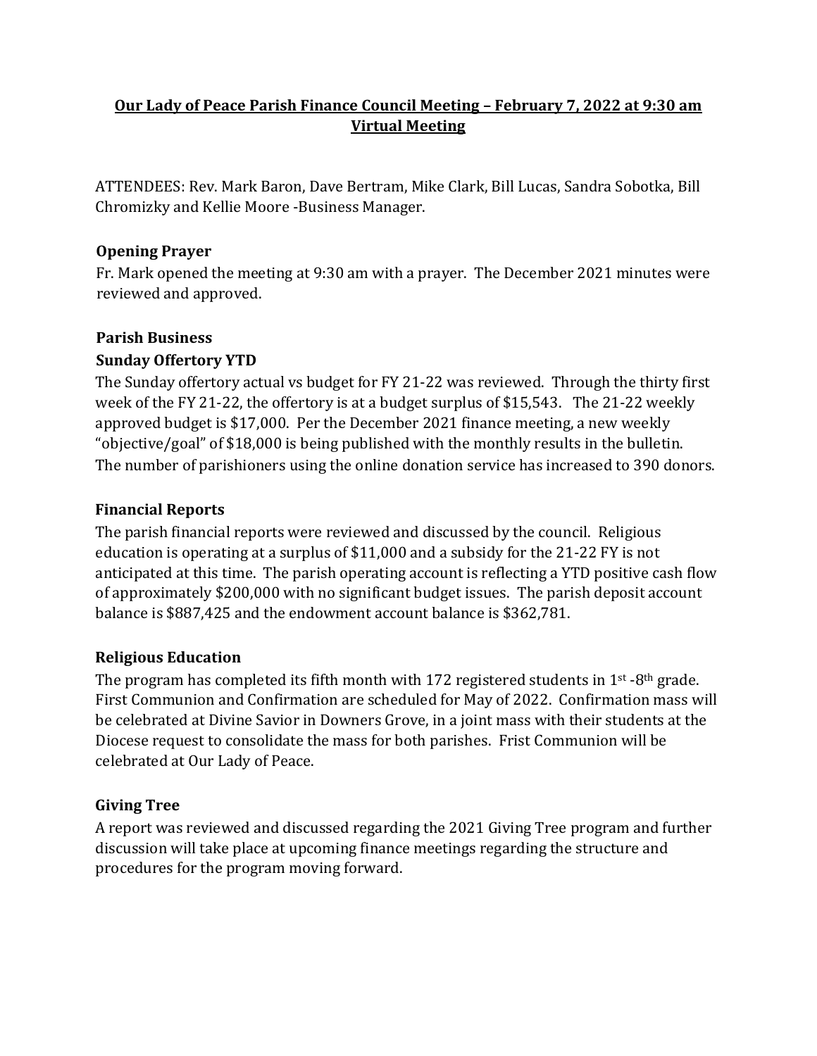# Our Lady of Peace Parish Finance Council Meeting – February 7, 2022 at 9:30 am
# Virtual Meeting

ATTENDEES: Rev. Mark Baron, Dave Bertram, Mike Clark, Bill Lucas, Sandra Sobotka, Bill Chromizky and Kellie Moore -Business Manager.

## Opening Prayer

Fr. Mark opened the meeting at 9:30 am with a prayer. The December 2021 minutes were reviewed and approved.

## Parish Business

### Sunday Offertory YTD

The Sunday offertory actual vs budget for FY 21-22 was reviewed. Through the thirty first week of the FY 21-22, the offertory is at a budget surplus of $15,543. The 21-22 weekly approved budget is $17,000. Per the December 2021 finance meeting, a new weekly "objective/goal" of $18,000 is being published with the monthly results in the bulletin. The number of parishioners using the online donation service has increased to 390 donors.

### Financial Reports

The parish financial reports were reviewed and discussed by the council. Religious education is operating at a surplus of $11,000 and a subsidy for the 21-22 FY is not anticipated at this time. The parish operating account is reflecting a YTD positive cash flow of approximately $200,000 with no significant budget issues. The parish deposit account balance is $887,425 and the endowment account balance is $362,781.

### Religious Education

The program has completed its fifth month with 172 registered students in 1st -8th grade. First Communion and Confirmation are scheduled for May of 2022. Confirmation mass will be celebrated at Divine Savior in Downers Grove, in a joint mass with their students at the Diocese request to consolidate the mass for both parishes. Frist Communion will be celebrated at Our Lady of Peace.

### Giving Tree

A report was reviewed and discussed regarding the 2021 Giving Tree program and further discussion will take place at upcoming finance meetings regarding the structure and procedures for the program moving forward.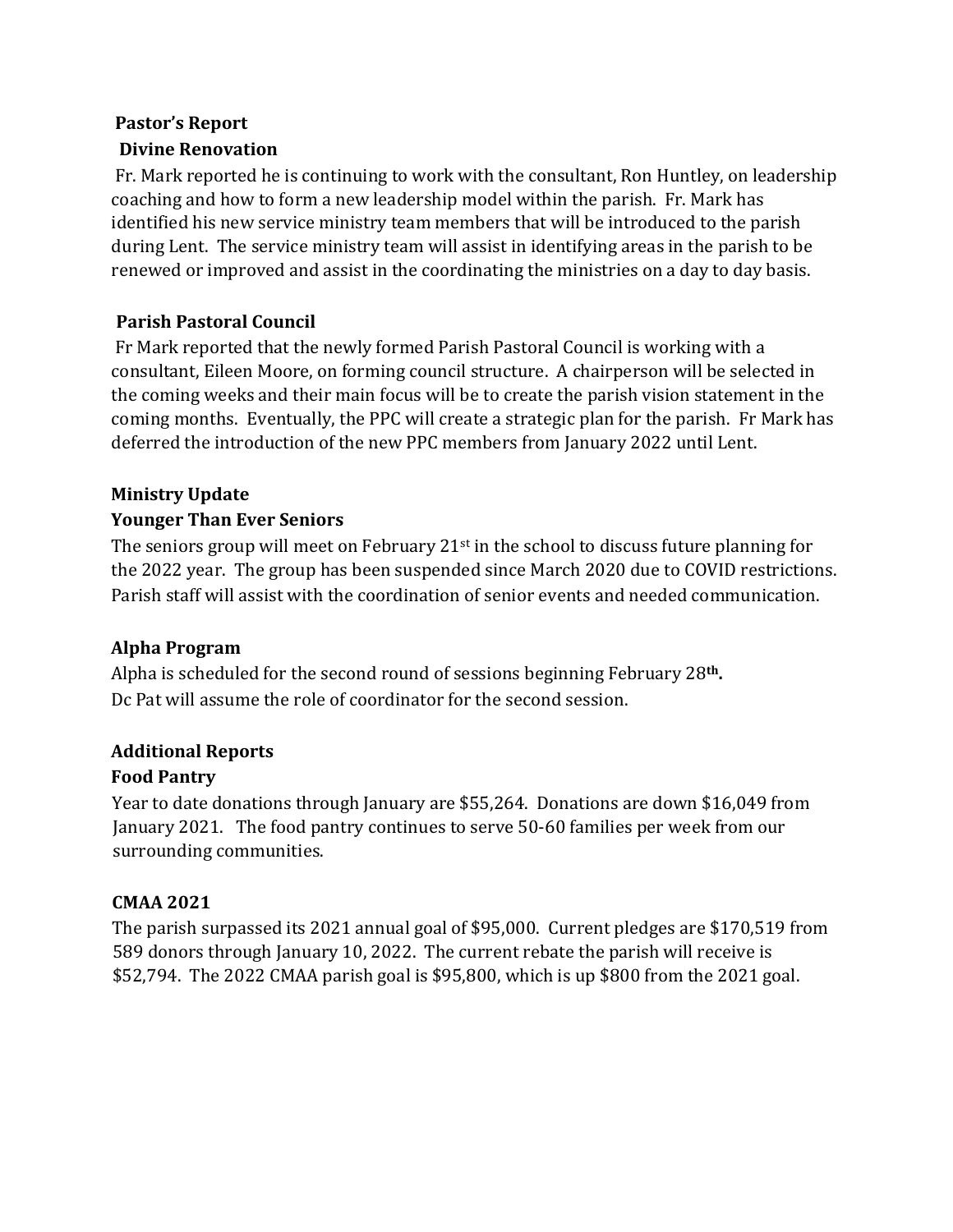## Pastor's Report

### Divine Renovation

Fr. Mark reported he is continuing to work with the consultant, Ron Huntley, on leadership coaching and how to form a new leadership model within the parish. Fr. Mark has identified his new service ministry team members that will be introduced to the parish during Lent. The service ministry team will assist in identifying areas in the parish to be renewed or improved and assist in the coordinating the ministries on a day to day basis.

### Parish Pastoral Council

Fr Mark reported that the newly formed Parish Pastoral Council is working with a consultant, Eileen Moore, on forming council structure. A chairperson will be selected in the coming weeks and their main focus will be to create the parish vision statement in the coming months. Eventually, the PPC will create a strategic plan for the parish. Fr Mark has deferred the introduction of the new PPC members from January 2022 until Lent.

## Ministry Update

### Younger Than Ever Seniors

The seniors group will meet on February 21st in the school to discuss future planning for the 2022 year. The group has been suspended since March 2020 due to COVID restrictions. Parish staff will assist with the coordination of senior events and needed communication.

### Alpha Program

Alpha is scheduled for the second round of sessions beginning February 28**th.**
Dc Pat will assume the role of coordinator for the second session.

## Additional Reports

### Food Pantry

Year to date donations through January are $55,264. Donations are down $16,049 from January 2021. The food pantry continues to serve 50-60 families per week from our surrounding communities.

### CMAA 2021

The parish surpassed its 2021 annual goal of $95,000. Current pledges are $170,519 from 589 donors through January 10, 2022. The current rebate the parish will receive is $52,794. The 2022 CMAA parish goal is $95,800, which is up $800 from the 2021 goal.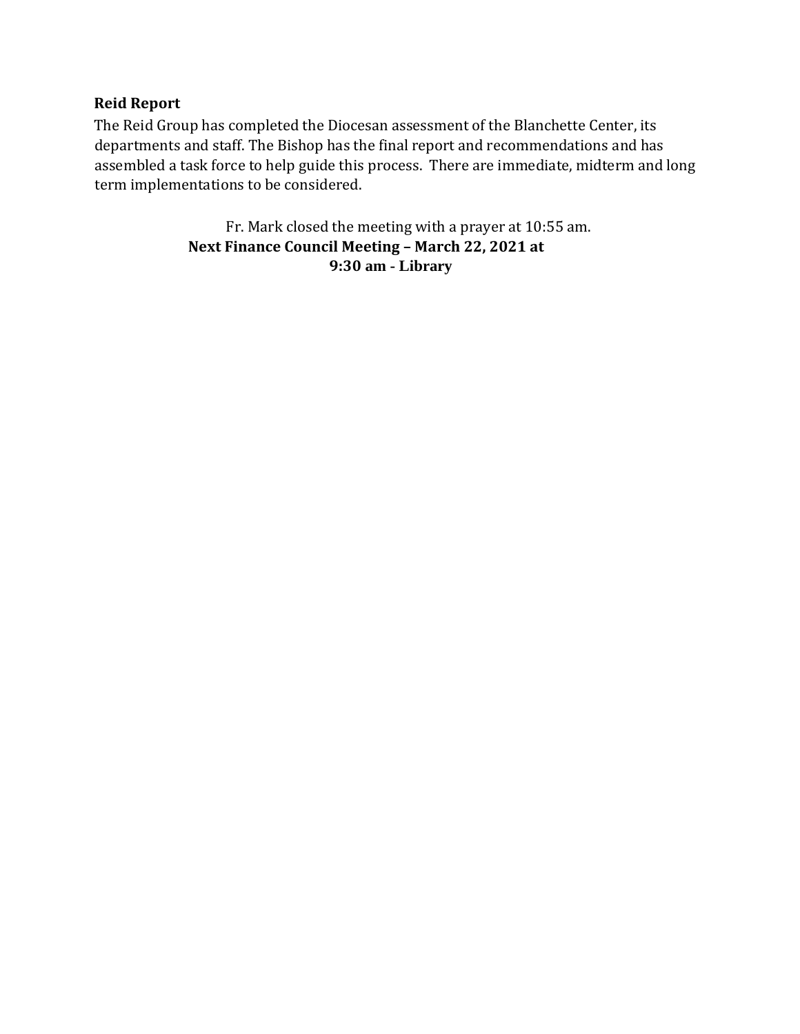**Reid Report**

The Reid Group has completed the Diocesan assessment of the Blanchette Center, its departments and staff. The Bishop has the final report and recommendations and has assembled a task force to help guide this process. There are immediate, midterm and long term implementations to be considered.

Fr. Mark closed the meeting with a prayer at 10:55 am.

**Next Finance Council Meeting – March 22, 2021 at 9:30 am - Library**